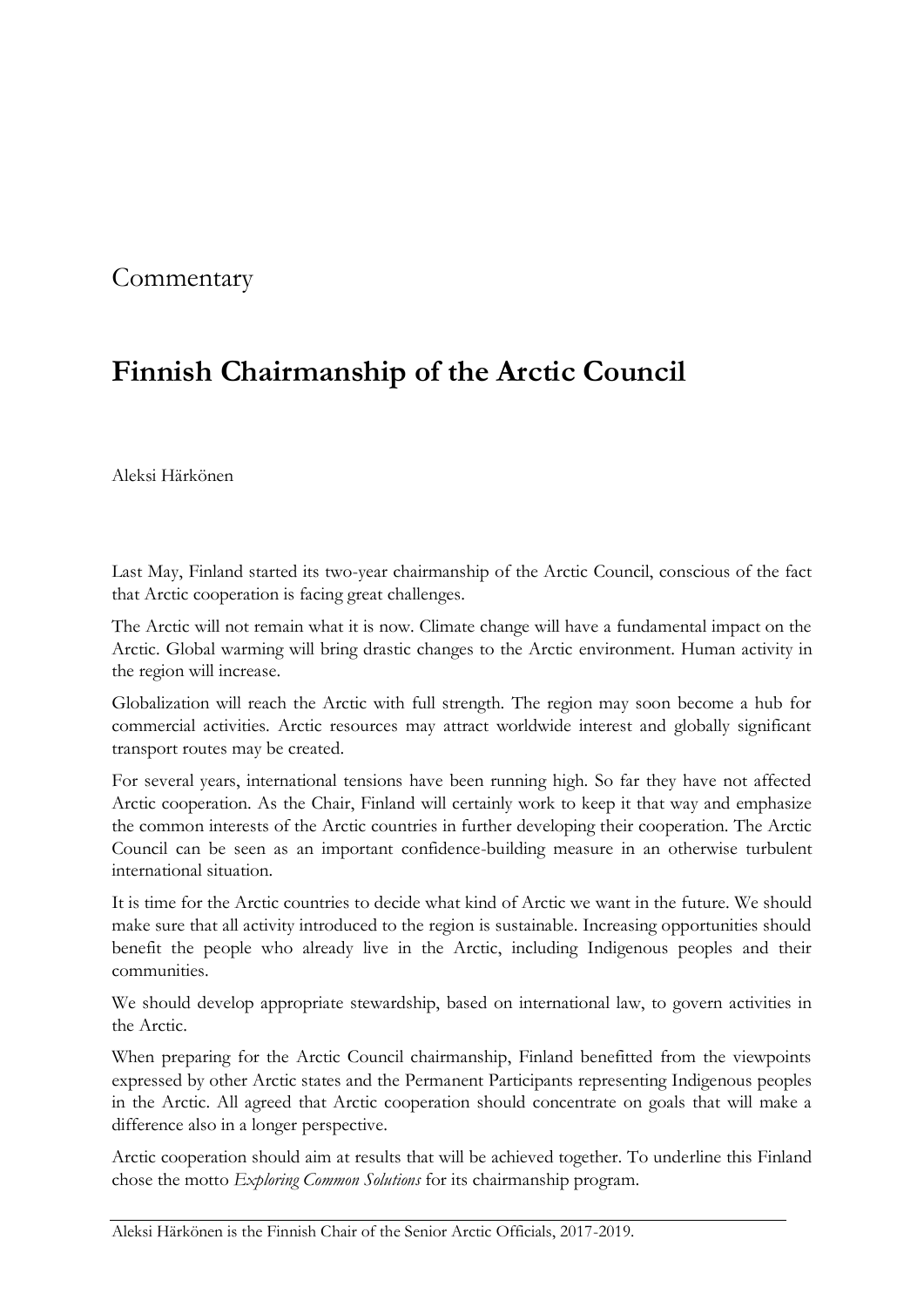Commentary

# Finnish Chairmanship of the Arctic Council

Aleksi Härkönen

Last May, Finland started its two-year chairmanship of the Arctic Council, conscious of the fact that Arctic cooperation is facing great challenges.

The Arctic will not remain what it is now. Climate change will have a fundamental impact on the Arctic. Global warming will bring drastic changes to the Arctic environment. Human activity in the region will increase.

Globalization will reach the Arctic with full strength. The region may soon become a hub for commercial activities. Arctic resources may attract worldwide interest and globally significant transport routes may be created.

For several years, international tensions have been running high. So far they have not affected Arctic cooperation. As the Chair, Finland will certainly work to keep it that way and emphasize the common interests of the Arctic countries in further developing their cooperation. The Arctic Council can be seen as an important confidence-building measure in an otherwise turbulent international situation.

It is time for the Arctic countries to decide what kind of Arctic we want in the future. We should make sure that all activity introduced to the region is sustainable. Increasing opportunities should benefit the people who already live in the Arctic, including Indigenous peoples and their communities.

We should develop appropriate stewardship, based on international law, to govern activities in the Arctic.

When preparing for the Arctic Council chairmanship, Finland benefitted from the viewpoints expressed by other Arctic states and the Permanent Participants representing Indigenous peoples in the Arctic. All agreed that Arctic cooperation should concentrate on goals that will make a difference also in a longer perspective.

Arctic cooperation should aim at results that will be achieved together. To underline this Finland chose the motto *Exploring Common Solutions* for its chairmanship program.

---

Aleksi Härkönen is the Finnish Chair of the Senior Arctic Officials, 2017-2019.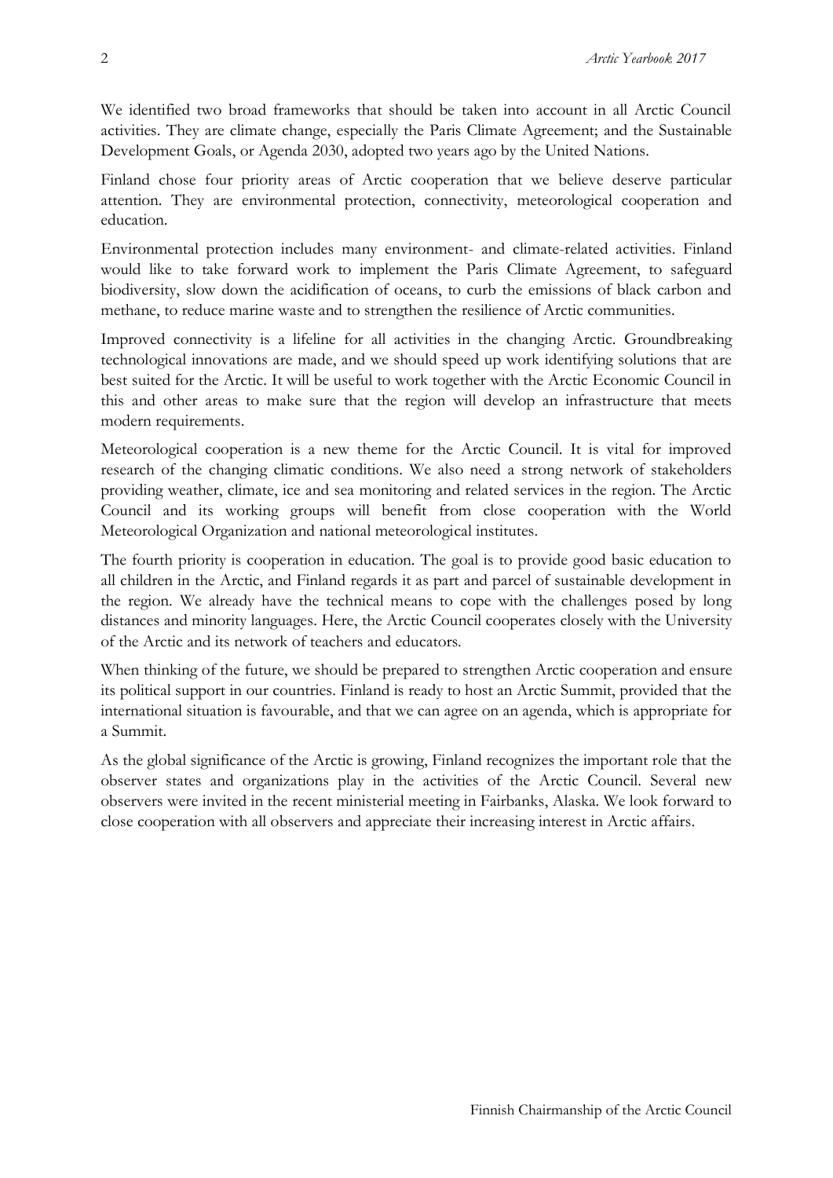We identified two broad frameworks that should be taken into account in all Arctic Council activities. They are climate change, especially the Paris Climate Agreement; and the Sustainable Development Goals, or Agenda 2030, adopted two years ago by the United Nations.

Finland chose four priority areas of Arctic cooperation that we believe deserve particular attention. They are environmental protection, connectivity, meteorological cooperation and education.

Environmental protection includes many environment- and climate-related activities. Finland would like to take forward work to implement the Paris Climate Agreement, to safeguard biodiversity, slow down the acidification of oceans, to curb the emissions of black carbon and methane, to reduce marine waste and to strengthen the resilience of Arctic communities.

Improved connectivity is a lifeline for all activities in the changing Arctic. Groundbreaking technological innovations are made, and we should speed up work identifying solutions that are best suited for the Arctic. It will be useful to work together with the Arctic Economic Council in this and other areas to make sure that the region will develop an infrastructure that meets modern requirements.

Meteorological cooperation is a new theme for the Arctic Council. It is vital for improved research of the changing climatic conditions. We also need a strong network of stakeholders providing weather, climate, ice and sea monitoring and related services in the region. The Arctic Council and its working groups will benefit from close cooperation with the World Meteorological Organization and national meteorological institutes.

The fourth priority is cooperation in education. The goal is to provide good basic education to all children in the Arctic, and Finland regards it as part and parcel of sustainable development in the region. We already have the technical means to cope with the challenges posed by long distances and minority languages. Here, the Arctic Council cooperates closely with the University of the Arctic and its network of teachers and educators.

When thinking of the future, we should be prepared to strengthen Arctic cooperation and ensure its political support in our countries. Finland is ready to host an Arctic Summit, provided that the international situation is favourable, and that we can agree on an agenda, which is appropriate for a Summit.

As the global significance of the Arctic is growing, Finland recognizes the important role that the observer states and organizations play in the activities of the Arctic Council. Several new observers were invited in the recent ministerial meeting in Fairbanks, Alaska. We look forward to close cooperation with all observers and appreciate their increasing interest in Arctic affairs.